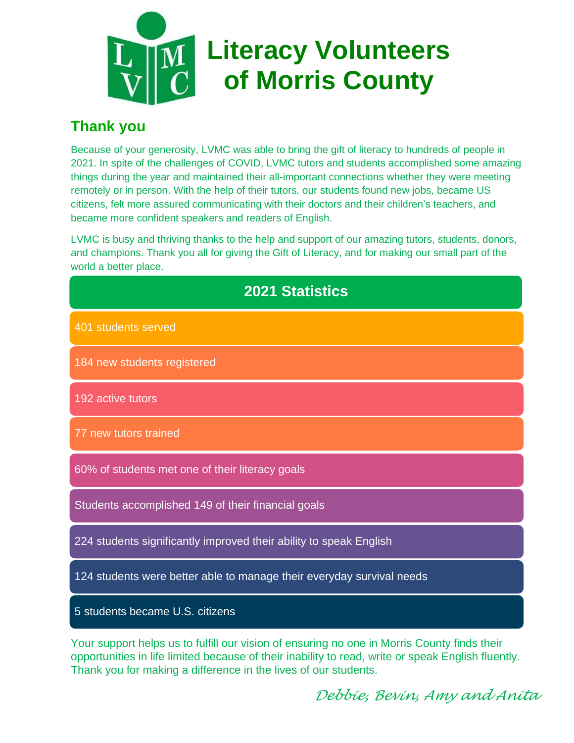# Literacy Volunteers of Morris County

## Thank you

Because of your generosity, LVMC was able to bring the gift of literacy to hundreds of people in 2021. In spite of the challenges of COVID, LVMC tutors and students accomplished some amazing things during the year and maintained their all-important connections whether they were meeting remotely or in person. With the help of their tutors, our students found new jobs, became US citizens, felt more assured communicating with their doctors and their children's teachers, and became more confident speakers and readers of English.

LVMC is busy and thriving thanks to the help and support of our amazing tutors, students, donors, and champions. Thank you all for giving the Gift of Literacy, and for making our small part of the world a better place.

### 2021 Statistics

- 401 students served
- 184 new students registered
- 192 active tutors
- 77 new tutors trained
- 60% of students met one of their literacy goals
- Students accomplished 149 of their financial goals
- 224 students significantly improved their ability to speak English
- 124 students were better able to manage their everyday survival needs
- 5 students became U.S. citizens

Your support helps us to fulfill our vision of ensuring no one in Morris County finds their opportunities in life limited because of their inability to read, write or speak English fluently. Thank you for making a difference in the lives of our students.

*Debbie, Bevin, Amy and Anita*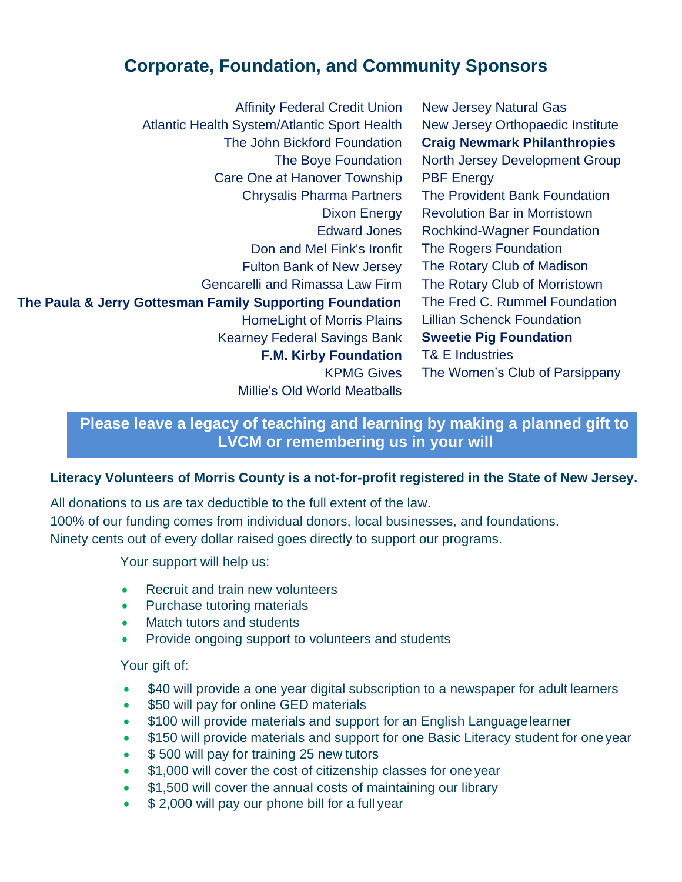## Corporate, Foundation, and Community Sponsors

Affinity Federal Credit Union
Atlantic Health System/Atlantic Sport Health
The John Bickford Foundation
The Boye Foundation
Care One at Hanover Township
Chrysalis Pharma Partners
Dixon Energy
Edward Jones
Don and Mel Fink's Ironfit
Fulton Bank of New Jersey
Gencarelli and Rimassa Law Firm
**The Paula & Jerry Gottesman Family Supporting Foundation**
HomeLight of Morris Plains
Kearney Federal Savings Bank
**F.M. Kirby Foundation**
KPMG Gives
Millie's Old World Meatballs
New Jersey Natural Gas
New Jersey Orthopaedic Institute
**Craig Newmark Philanthropies**
North Jersey Development Group
PBF Energy
The Provident Bank Foundation
Revolution Bar in Morristown
Rochkind-Wagner Foundation
The Rogers Foundation
The Rotary Club of Madison
The Rotary Club of Morristown
The Fred C. Rummel Foundation
Lillian Schenck Foundation
**Sweetie Pig Foundation**
T& E Industries
The Women's Club of Parsippany

**Please leave a legacy of teaching and learning by making a planned gift to LVCM or remembering us in your will**

**Literacy Volunteers of Morris County is a not-for-profit registered in the State of New Jersey.**

All donations to us are tax deductible to the full extent of the law.
100% of our funding comes from individual donors, local businesses, and foundations.
Ninety cents out of every dollar raised goes directly to support our programs.

Your support will help us:

- Recruit and train new volunteers
- Purchase tutoring materials
- Match tutors and students
- Provide ongoing support to volunteers and students

Your gift of:

- $40 will provide a one year digital subscription to a newspaper for adult learners
- $50 will pay for online GED materials
- $100 will provide materials and support for an English Language learner
- $150 will provide materials and support for one Basic Literacy student for one year
- $ 500 will pay for training 25 new tutors
- $1,000 will cover the cost of citizenship classes for one year
- $1,500 will cover the annual costs of maintaining our library
- $ 2,000 will pay our phone bill for a full year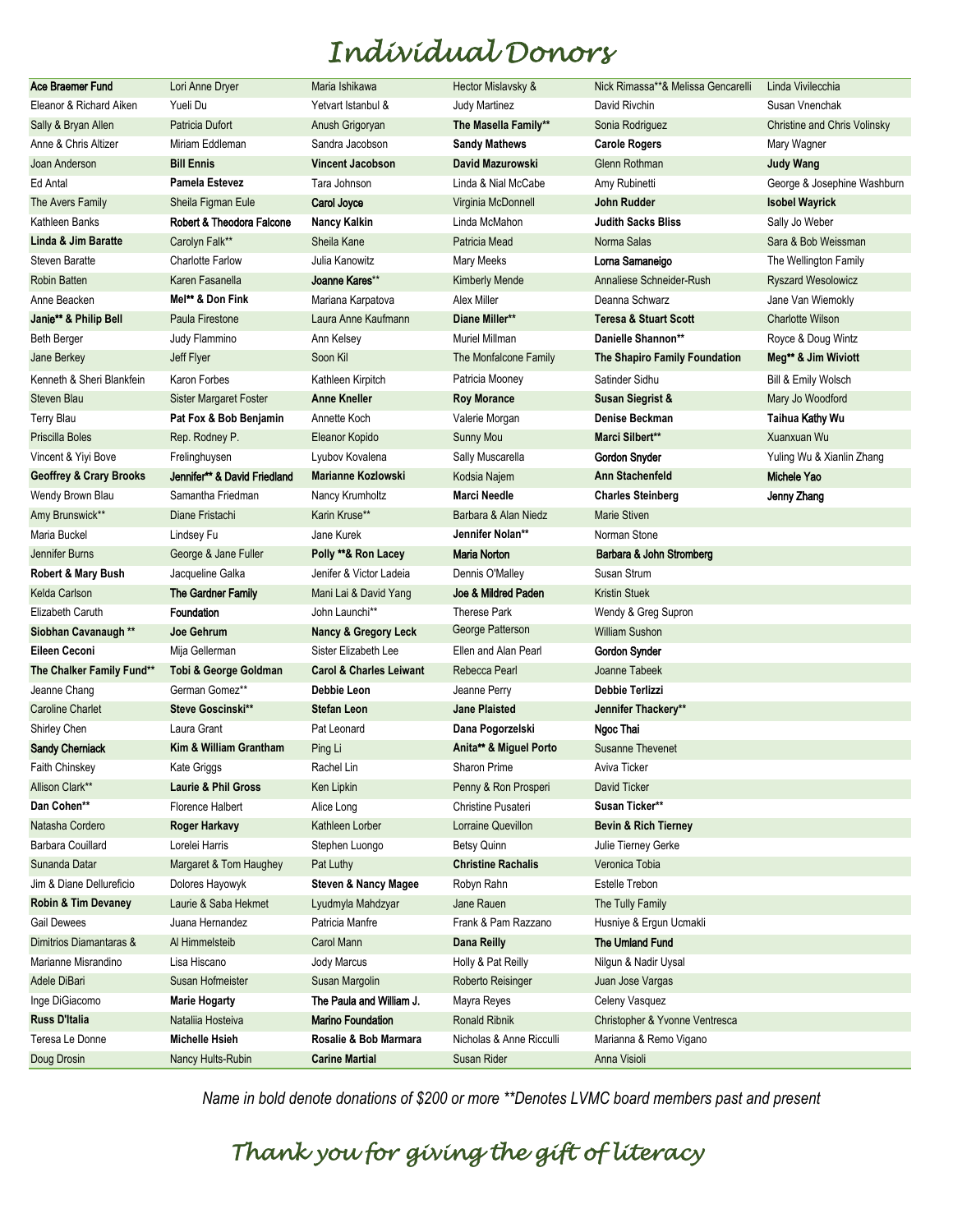# Individual Donors

| | | | | | |
|---|---|---|---|---|---|
| **Ace Braemer Fund** | Lori Anne Dryer | Maria Ishikawa | Hector Mislavsky & | Nick Rimassa**& Melissa Gencarelli | Linda Vivilecchia |
| Eleanor & Richard Aiken | Yueli Du | Yetvart Istanbul & | Judy Martinez | David Rivchin | Susan Vnenchak |
| Sally & Bryan Allen | Patricia Dufort | Anush Grigoryan | **The Masella Family**** | Sonia Rodriguez | Christine and Chris Volinsky |
| Anne & Chris Altizer | Miriam Eddleman | Sandra Jacobson | **Sandy Mathews** | **Carole Rogers** | Mary Wagner |
| Joan Anderson | **Bill Ennis** | **Vincent Jacobson** | **David Mazurowski** | Glenn Rothman | **Judy Wang** |
| Ed Antal | **Pamela Estevez** | Tara Johnson | Linda & Nial McCabe | Amy Rubinetti | George & Josephine Washburn |
| The Avers Family | Sheila Figman Eule | **Carol Joyce** | Virginia McDonnell | **John Rudder** | **Isobel Wayrick** |
| Kathleen Banks | **Robert & Theodora Falcone** | **Nancy Kalkin** | Linda McMahon | **Judith Sacks Bliss** | Sally Jo Weber |
| **Linda & Jim Baratte** | Carolyn Falk** | Sheila Kane | Patricia Mead | Norma Salas | Sara & Bob Weissman |
| Steven Baratte | Charlotte Farlow | Julia Kanowitz | Mary Meeks | **Lorna Samaneigo** | The Wellington Family |
| Robin Batten | Karen Fasanella | **Joanne Kares**** | Kimberly Mende | Annaliese Schneider-Rush | Ryszard Wesolowicz |
| Anne Beacken | **Mel** & Don Fink** | Mariana Karpatova | Alex Miller | Deanna Schwarz | Jane Van Wiemokly |
| **Janie** & Philip Bell** | Paula Firestone | Laura Anne Kaufmann | **Diane Miller**** | **Teresa & Stuart Scott** | Charlotte Wilson |
| Beth Berger | Judy Flammino | Ann Kelsey | Muriel Millman | **Danielle Shannon**** | Royce & Doug Wintz |
| Jane Berkey | Jeff Flyer | Soon Kil | The Monfalcone Family | **The Shapiro Family Foundation** | **Meg** & Jim Wiviott** |
| Kenneth & Sheri Blankfein | Karon Forbes | Kathleen Kirpitch | Patricia Mooney | Satinder Sidhu | Bill & Emily Wolsch |
| Steven Blau | Sister Margaret Foster | **Anne Kneller** | **Roy Morance** | **Susan Siegrist &** | Mary Jo Woodford |
| Terry Blau | **Pat Fox & Bob Benjamin** | Annette Koch | Valerie Morgan | **Denise Beckman** | **Taihua Kathy Wu** |
| Priscilla Boles | Rep. Rodney P. | Eleanor Kopido | Sunny Mou | **Marci Silbert**** | Xuanxuan Wu |
| Vincent & Yiyi Bove | Frelinghuysen | Lyubov Kovalena | Sally Muscarella | **Gordon Snyder** | Yuling Wu & Xianlin Zhang |
| **Geoffrey & Crary Brooks** | **Jennifer** & David Friedland** | **Marianne Kozlowski** | Kodsia Najem | **Ann Stachenfeld** | **Michele Yao** |
| Wendy Brown Blau | Samantha Friedman | Nancy Krumholtz | **Marci Needle** | **Charles Steinberg** | **Jenny Zhang** |
| Amy Brunswick** | Diane Fristachi | Karin Kruse** | Barbara & Alan Niedz | Marie Stiven | |
| Maria Buckel | Lindsey Fu | Jane Kurek | **Jennifer Nolan**** | Norman Stone | |
| Jennifer Burns | George & Jane Fuller | **Polly **& Ron Lacey** | **Maria Norton** | **Barbara & John Stromberg** | |
| **Robert & Mary Bush** | Jacqueline Galka | Jenifer & Victor Ladeia | Dennis O'Malley | Susan Strum | |
| Kelda Carlson | **The Gardner Family** | Mani Lai & David Yang | **Joe & Mildred Paden** | Kristin Stuek | |
| Elizabeth Caruth | **Foundation** | John Launchi** | Therese Park | Wendy & Greg Supron | |
| **Siobhan Cavanaugh **** | **Joe Gehrum** | **Nancy & Gregory Leck** | George Patterson | William Sushon | |
| **Eileen Ceconi** | Mija Gellerman | Sister Elizabeth Lee | Ellen and Alan Pearl | **Gordon Synder** | |
| **The Chalker Family Fund**** | **Tobi & George Goldman** | **Carol & Charles Leiwant** | Rebecca Pearl | Joanne Tabeek | |
| Jeanne Chang | German Gomez** | **Debbie Leon** | Jeanne Perry | **Debbie Terlizzi** | |
| Caroline Charlet | **Steve Goscinski**** | **Stefan Leon** | **Jane Plaisted** | **Jennifer Thackery**** | |
| Shirley Chen | Laura Grant | Pat Leonard | **Dana Pogorzelski** | **Ngoc Thai** | |
| **Sandy Cherniack** | **Kim & William Grantham** | Ping Li | **Anita** & Miguel Porto** | Susanne Thevenet | |
| Faith Chinskey | Kate Griggs | Rachel Lin | Sharon Prime | Aviva Ticker | |
| Allison Clark** | **Laurie & Phil Gross** | Ken Lipkin | Penny & Ron Prosperi | David Ticker | |
| **Dan Cohen**** | Florence Halbert | Alice Long | Christine Pusateri | **Susan Ticker**** | |
| Natasha Cordero | **Roger Harkavy** | Kathleen Lorber | Lorraine Quevillon | **Bevin & Rich Tierney** | |
| Barbara Couillard | Lorelei Harris | Stephen Luongo | Betsy Quinn | Julie Tierney Gerke | |
| Sunanda Datar | Margaret & Tom Haughey | Pat Luthy | **Christine Rachalis** | Veronica Tobia | |
| Jim & Diane Dellureficio | Dolores Hayowyk | **Steven & Nancy Magee** | Robyn Rahn | Estelle Trebon | |
| **Robin & Tim Devaney** | Laurie & Saba Hekmet | Lyudmyla Mahdzyar | Jane Rauen | The Tully Family | |
| Gail Dewees | Juana Hernandez | Patricia Manfre | Frank & Pam Razzano | Husniye & Ergun Ucmakli | |
| Dimitrios Diamantaras & | Al Himmelsteib | Carol Mann | **Dana Reilly** | **The Umland Fund** | |
| Marianne Misrandino | Lisa Hiscano | Jody Marcus | Holly & Pat Reilly | Nilgun & Nadir Uysal | |
| Adele DiBari | Susan Hofmeister | Susan Margolin | Roberto Reisinger | Juan Jose Vargas | |
| Inge DiGiacomo | **Marie Hogarty** | **The Paula and William J.** | Mayra Reyes | Celeny Vasquez | |
| **Russ D'Italia** | Nataliia Hosteiva | **Marino Foundation** | Ronald Ribnik | Christopher & Yvonne Ventresca | |
| Teresa Le Donne | **Michelle Hsieh** | **Rosalie & Bob Marmara** | Nicholas & Anne Ricculli | Marianna & Remo Vigano | |
| Doug Drosin | Nancy Hults-Rubin | **Carine Martial** | Susan Rider | Anna Visioli | |

*Name in bold denote donations of $200 or more **Denotes LVMC board members past and present*

## *Thank you for giving the gift of literacy*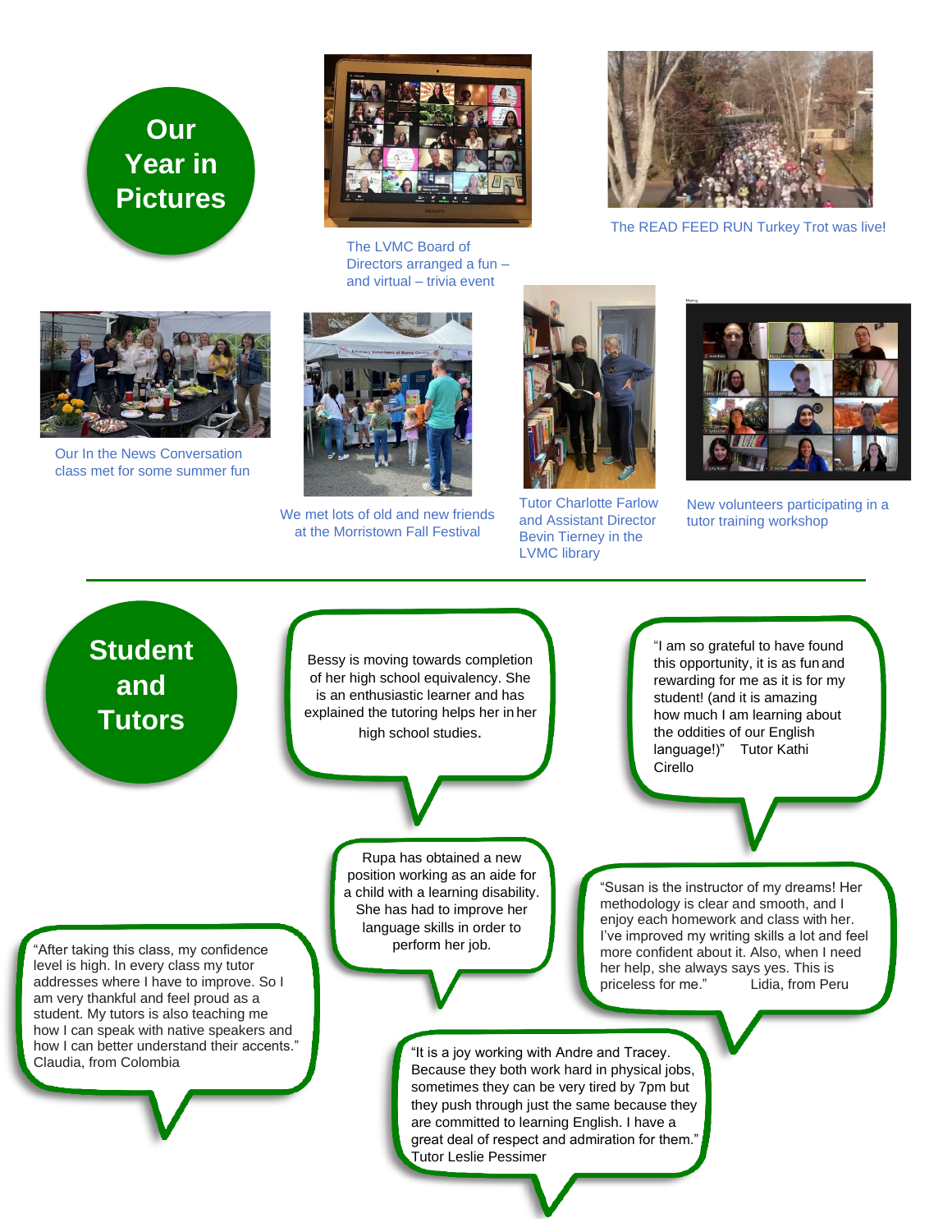# Our Year in Pictures

The LVMC Board of Directors arranged a fun – and virtual – trivia event

The READ FEED RUN Turkey Trot was live!

Our In the News Conversation class met for some summer fun

We met lots of old and new friends at the Morristown Fall Festival

Tutor Charlotte Farlow and Assistant Director Bevin Tierney in the LVMC library

New volunteers participating in a tutor training workshop

# Student and Tutors

Bessy is moving towards completion of her high school equivalency. She is an enthusiastic learner and has explained the tutoring helps her in her high school studies.

"I am so grateful to have found this opportunity, it is as fun and rewarding for me as it is for my student! (and it is amazing how much I am learning about the oddities of our English language!)" Tutor Kathi Cirello

Rupa has obtained a new position working as an aide for a child with a learning disability. She has had to improve her language skills in order to perform her job.

"Susan is the instructor of my dreams! Her methodology is clear and smooth, and I enjoy each homework and class with her. I've improved my writing skills a lot and feel more confident about it. Also, when I need her help, she always says yes. This is priceless for me." Lidia, from Peru

"After taking this class, my confidence level is high. In every class my tutor addresses where I have to improve. So I am very thankful and feel proud as a student. My tutors is also teaching me how I can speak with native speakers and how I can better understand their accents." Claudia, from Colombia

"It is a joy working with Andre and Tracey. Because they both work hard in physical jobs, sometimes they can be very tired by 7pm but they push through just the same because they are committed to learning English. I have a great deal of respect and admiration for them." Tutor Leslie Pessimer